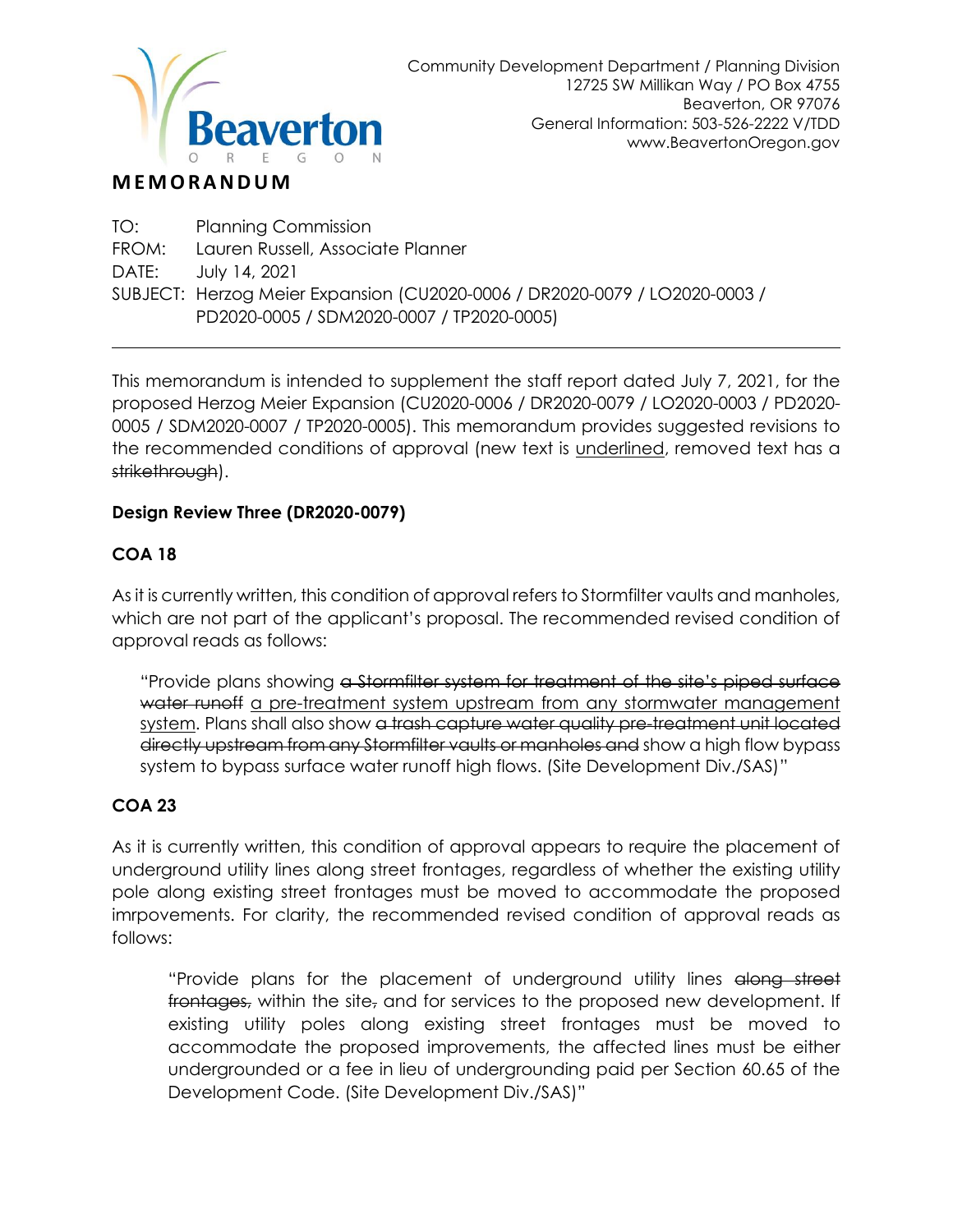Community Development Department / Planning Division
12725 SW Millikan Way / PO Box 4755
Beaverton, OR 97076
General Information: 503-526-2222 V/TDD
www.BeavertonOregon.gov

# MEMORANDUM

TO: Planning Commission
FROM: Lauren Russell, Associate Planner
DATE: July 14, 2021
SUBJECT: Herzog Meier Expansion (CU2020-0006 / DR2020-0079 / LO2020-0003 / PD2020-0005 / SDM2020-0007 / TP2020-0005)

---

This memorandum is intended to supplement the staff report dated July 7, 2021, for the proposed Herzog Meier Expansion (CU2020-0006 / DR2020-0079 / LO2020-0003 / PD2020-0005 / SDM2020-0007 / TP2020-0005). This memorandum provides suggested revisions to the recommended conditions of approval (new text is <u>underlined</u>, removed text has a ~~strikethrough~~).

**Design Review Three (DR2020-0079)**

**COA 18**

As it is currently written, this condition of approval refers to Stormfilter vaults and manholes, which are not part of the applicant's proposal. The recommended revised condition of approval reads as follows:

> "Provide plans showing ~~a Stormfilter system for treatment of the site's piped surface water runoff~~ <u>a pre-treatment system upstream from any stormwater management system</u>. Plans shall also show ~~a trash capture water quality pre-treatment unit located directly upstream from any Stormfilter vaults or manholes and~~ show a high flow bypass system to bypass surface water runoff high flows. (Site Development Div./SAS)"

**COA 23**

As it is currently written, this condition of approval appears to require the placement of underground utility lines along street frontages, regardless of whether the existing utility pole along existing street frontages must be moved to accommodate the proposed imrpovements. For clarity, the recommended revised condition of approval reads as follows:

> "Provide plans for the placement of underground utility lines ~~along street frontages,~~ within the site~~,~~ and for services to the proposed new development. If existing utility poles along existing street frontages must be moved to accommodate the proposed improvements, the affected lines must be either undergrounded or a fee in lieu of undergrounding paid per Section 60.65 of the Development Code. (Site Development Div./SAS)"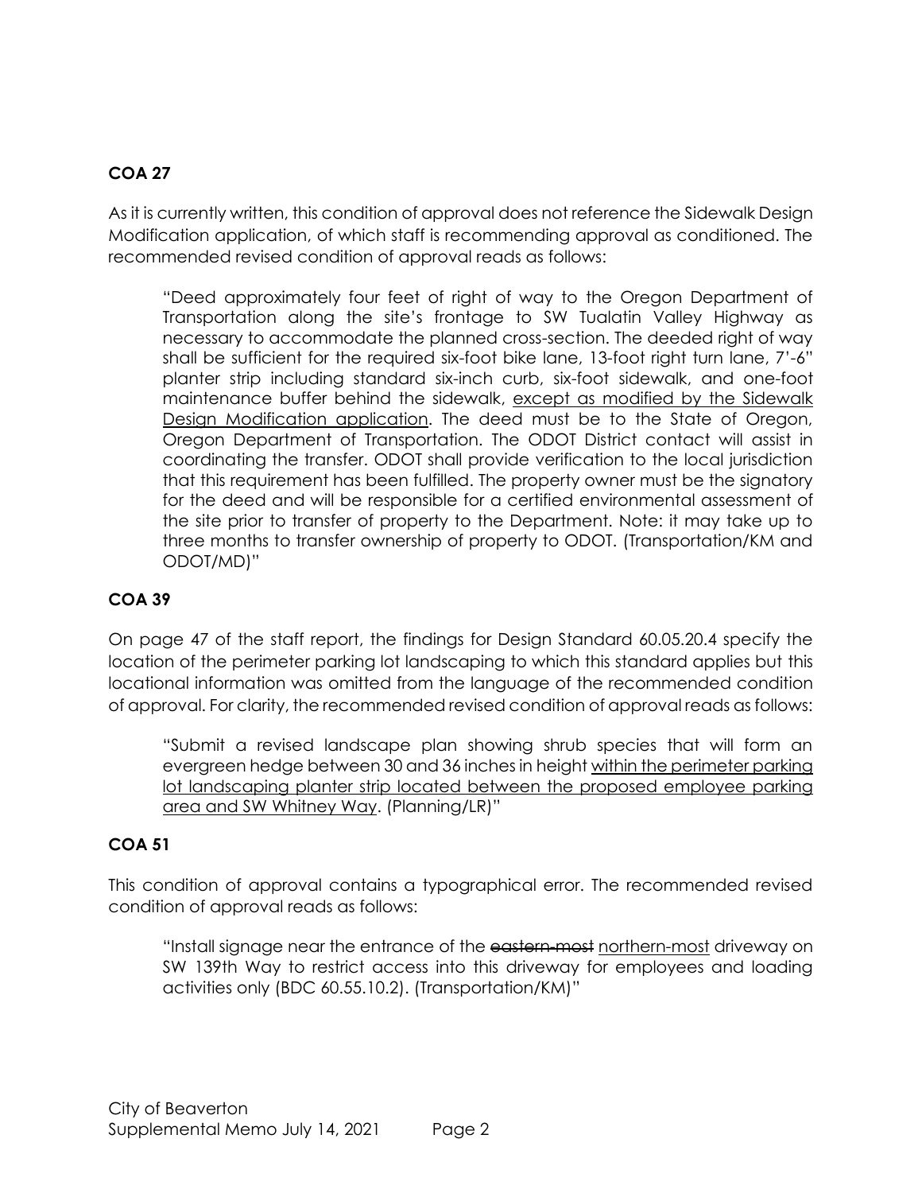### COA 27

As it is currently written, this condition of approval does not reference the Sidewalk Design Modification application, of which staff is recommending approval as conditioned. The recommended revised condition of approval reads as follows:

> "Deed approximately four feet of right of way to the Oregon Department of Transportation along the site's frontage to SW Tualatin Valley Highway as necessary to accommodate the planned cross-section. The deeded right of way shall be sufficient for the required six-foot bike lane, 13-foot right turn lane, 7'-6" planter strip including standard six-inch curb, six-foot sidewalk, and one-foot maintenance buffer behind the sidewalk, <u>except as modified by the Sidewalk Design Modification application</u>. The deed must be to the State of Oregon, Oregon Department of Transportation. The ODOT District contact will assist in coordinating the transfer. ODOT shall provide verification to the local jurisdiction that this requirement has been fulfilled. The property owner must be the signatory for the deed and will be responsible for a certified environmental assessment of the site prior to transfer of property to the Department. Note: it may take up to three months to transfer ownership of property to ODOT. (Transportation/KM and ODOT/MD)"

### COA 39

On page 47 of the staff report, the findings for Design Standard 60.05.20.4 specify the location of the perimeter parking lot landscaping to which this standard applies but this locational information was omitted from the language of the recommended condition of approval. For clarity, the recommended revised condition of approval reads as follows:

> "Submit a revised landscape plan showing shrub species that will form an evergreen hedge between 30 and 36 inches in height <u>within the perimeter parking lot landscaping planter strip located between the proposed employee parking area and SW Whitney Way</u>. (Planning/LR)"

### COA 51

This condition of approval contains a typographical error. The recommended revised condition of approval reads as follows:

> "Install signage near the entrance of the ~~eastern-most~~ <u>northern-most</u> driveway on SW 139th Way to restrict access into this driveway for employees and loading activities only (BDC 60.55.10.2). (Transportation/KM)"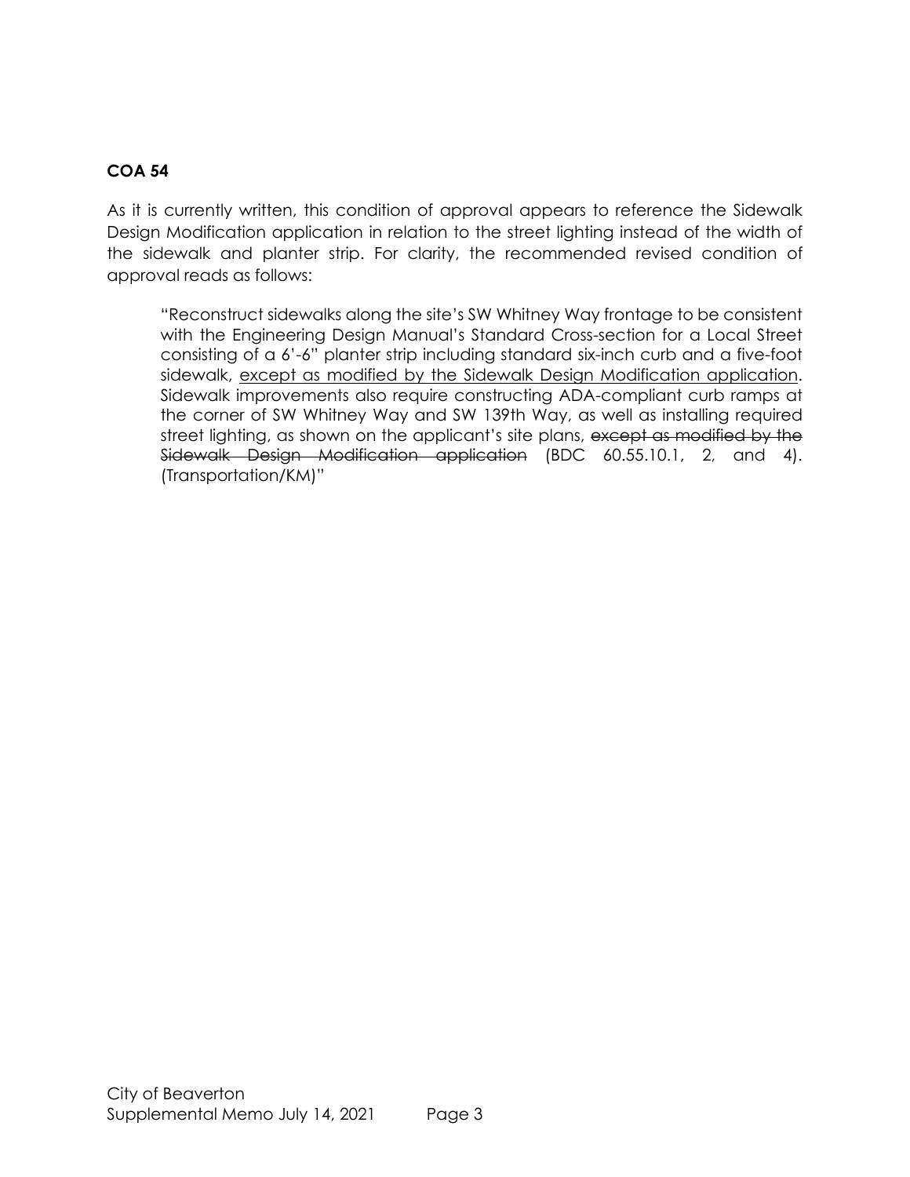**COA 54**

As it is currently written, this condition of approval appears to reference the Sidewalk Design Modification application in relation to the street lighting instead of the width of the sidewalk and planter strip. For clarity, the recommended revised condition of approval reads as follows:

> "Reconstruct sidewalks along the site's SW Whitney Way frontage to be consistent with the Engineering Design Manual's Standard Cross-section for a Local Street consisting of a 6'-6" planter strip including standard six-inch curb and a five-foot sidewalk, <u>except as modified by the Sidewalk Design Modification application</u>. Sidewalk improvements also require constructing ADA-compliant curb ramps at the corner of SW Whitney Way and SW 139th Way, as well as installing required street lighting, as shown on the applicant's site plans, ~~except as modified by the Sidewalk Design Modification application~~ (BDC 60.55.10.1, 2, and 4). (Transportation/KM)"